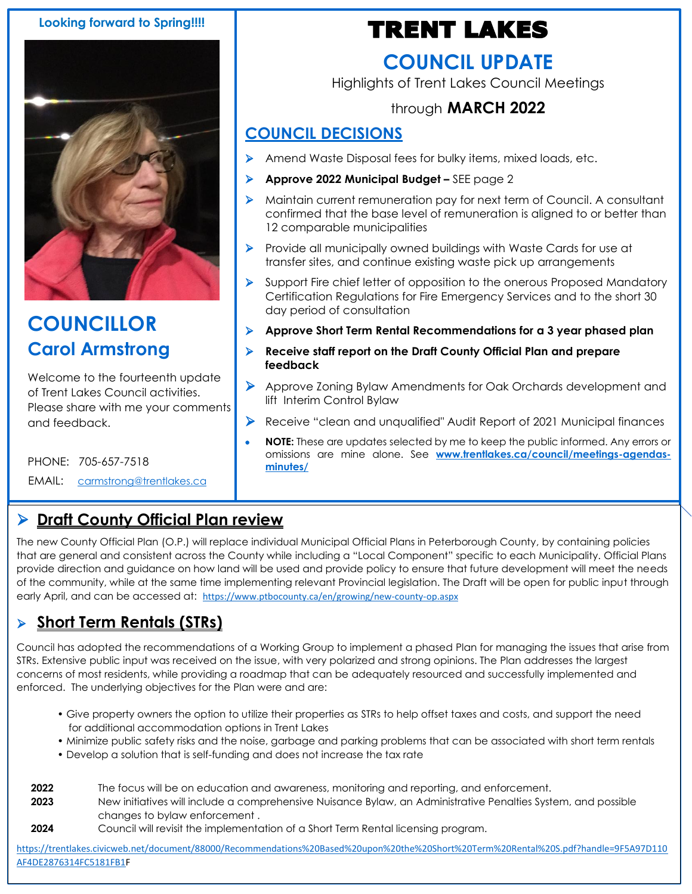**Looking forward to Spring!!!!**

## COUNCILLOR Carol Armstrong

Welcome to the fourteenth update of Trent Lakes Council activities. Please share with me your comments and feedback.

PHONE: 705-657-7518

EMAIL: carmstrong@trentlakes.ca

# TRENT LAKES

## COUNCIL UPDATE

Highlights of Trent Lakes Council Meetings

through **MARCH 2022**

## COUNCIL DECISIONS

- Amend Waste Disposal fees for bulky items, mixed loads, etc.
- **Approve 2022 Municipal Budget –** SEE page 2
- Maintain current remuneration pay for next term of Council. A consultant confirmed that the base level of remuneration is aligned to or better than 12 comparable municipalities
- Provide all municipally owned buildings with Waste Cards for use at transfer sites, and continue existing waste pick up arrangements
- Support Fire chief letter of opposition to the onerous Proposed Mandatory Certification Regulations for Fire Emergency Services and to the short 30 day period of consultation
- **Approve Short Term Rental Recommendations for a 3 year phased plan**
- **Receive staff report on the Draft County Official Plan and prepare feedback**
- Approve Zoning Bylaw Amendments for Oak Orchards development and lift Interim Control Bylaw
- Receive "clean and unqualified" Audit Report of 2021 Municipal finances
- **NOTE:** These are updates selected by me to keep the public informed. Any errors or omissions are mine alone. See **www.trentlakes.ca/council/meetings-agendas-minutes/**

## Draft County Official Plan review

The new County Official Plan (O.P.) will replace individual Municipal Official Plans in Peterborough County, by containing policies that are general and consistent across the County while including a "Local Component" specific to each Municipality. Official Plans provide direction and guidance on how land will be used and provide policy to ensure that future development will meet the needs of the community, while at the same time implementing relevant Provincial legislation. The Draft will be open for public input through early April, and can be accessed at: https://www.ptbocounty.ca/en/growing/new-county-op.aspx

## Short Term Rentals (STRs)

Council has adopted the recommendations of a Working Group to implement a phased Plan for managing the issues that arise from STRs. Extensive public input was received on the issue, with very polarized and strong opinions. The Plan addresses the largest concerns of most residents, while providing a roadmap that can be adequately resourced and successfully implemented and enforced. The underlying objectives for the Plan were and are:

- Give property owners the option to utilize their properties as STRs to help offset taxes and costs, and support the need for additional accommodation options in Trent Lakes
- Minimize public safety risks and the noise, garbage and parking problems that can be associated with short term rentals
- Develop a solution that is self-funding and does not increase the tax rate

| | |
|---|---|
| **2022** | The focus will be on education and awareness, monitoring and reporting, and enforcement. |
| **2023** | New initiatives will include a comprehensive Nuisance Bylaw, an Administrative Penalties System, and possible changes to bylaw enforcement . |
| **2024** | Council will revisit the implementation of a Short Term Rental licensing program. |

https://trentlakes.civicweb.net/document/88000/Recommendations%20Based%20upon%20the%20Short%20Term%20Rental%20S.pdf?handle=9F5A97D110AF4DE2876314FC5181FB1F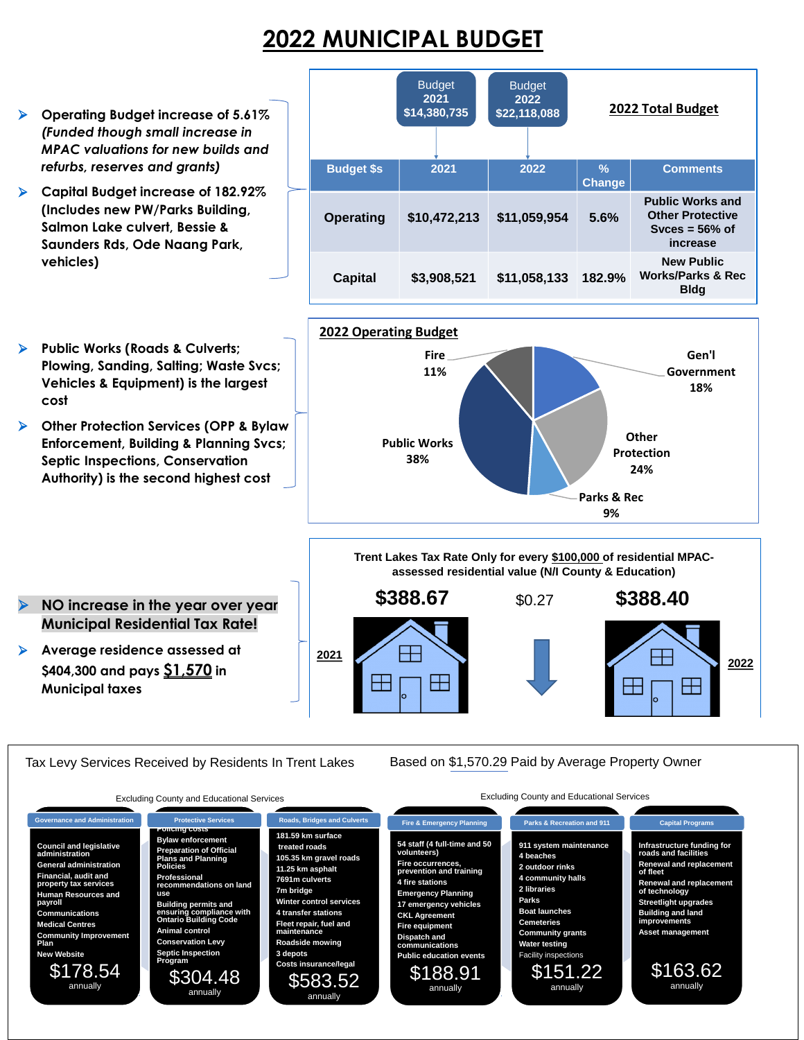# 2022 MUNICIPAL BUDGET

- Operating Budget increase of 5.61% *(Funded though small increase in MPAC valuations for new builds and refurbs, reserves and grants)*
- Capital Budget increase of 182.92% (Includes new PW/Parks Building, Salmon Lake culvert, Bessie & Saunders Rds, Ode Naang Park, vehicles)

Budget 2021 $14,380,735

Budget 2022 $22,118,088

**2022 Total Budget**

| Budget $s | 2021 | 2022 | % Change | Comments |
|---|---|---|---|---|
| Operating | $10,472,213 | $11,059,954 | 5.6% | Public Works and Other Protective Svces = 56% of increase |
| Capital | $3,908,521 | $11,058,133 | 182.9% | New Public Works/Parks & Rec Bldg |

- Public Works (Roads & Culverts; Plowing, Sanding, Salting; Waste Svcs; Vehicles & Equipment) is the largest cost
- Other Protection Services (OPP & Bylaw Enforcement, Building & Planning Svcs; Septic Inspections, Conservation Authority) is the second highest cost

**2022 Operating Budget**

Fire 11%
Gen'l Government 18%
Other Protection 24%
Parks & Rec 9%
Public Works 38%

- **NO increase in the year over year Municipal Residential Tax Rate!**
- Average residence assessed at $404,300 and pays **$1,570** in Municipal taxes

Trent Lakes Tax Rate Only for every $100,000 of residential MPAC-assessed residential value (N/I County & Education)

2021: $388.67

$0.27

2022: $388.40

---

Tax Levy Services Received by Residents In Trent Lakes

Based on $1,570.29 Paid by Average Property Owner

Excluding County and Educational Services

**Governance and Administration**
- Council and legislative administration
- General administration
- Financial, audit and property tax services
- Human Resources and payroll
- Communications
- Medical Centres
- Community Improvement Plan
- New Website

$178.54 annually

**Protective Services**
- Policing costs
- Bylaw enforcement
- Preparation of Official Plans and Planning Policies
- Professional recommendations on land use
- Building permits and ensuring compliance with Ontario Building Code
- Animal control
- Conservation Levy
- Septic Inspection Program

$304.48 annually

**Roads, Bridges and Culverts**
- 181.59 km surface treated roads
- 105.35 km gravel roads
- 11.25 km asphalt
- 7691m culverts
- 7m bridge
- Winter control services
- 4 transfer stations
- Fleet repair, fuel and maintenance
- Roadside mowing
- 3 depots
- Costs insurance/legal

$583.52 annually

**Fire & Emergency Planning**
- 54 staff (4 full-time and 50 volunteers)
- Fire occurrences, prevention and training
- 4 fire stations
- Emergency Planning
- 17 emergency vehicles
- CKL Agreement
- Fire equipment
- Dispatch and communications
- Public education events

$188.91 annually

**Parks & Recreation and 911**
- 911 system maintenance
- 4 beaches
- 2 outdoor rinks
- 4 community halls
- 2 libraries
- Parks
- Boat launches
- Cemeteries
- Community grants
- Water testing
- Facility inspections

$151.22 annually

**Capital Programs**
- Infrastructure funding for roads and facilities
- Renewal and replacement of fleet
- Renewal and replacement of technology
- Streetlight upgrades
- Building and land improvements
- Asset management

$163.62 annually